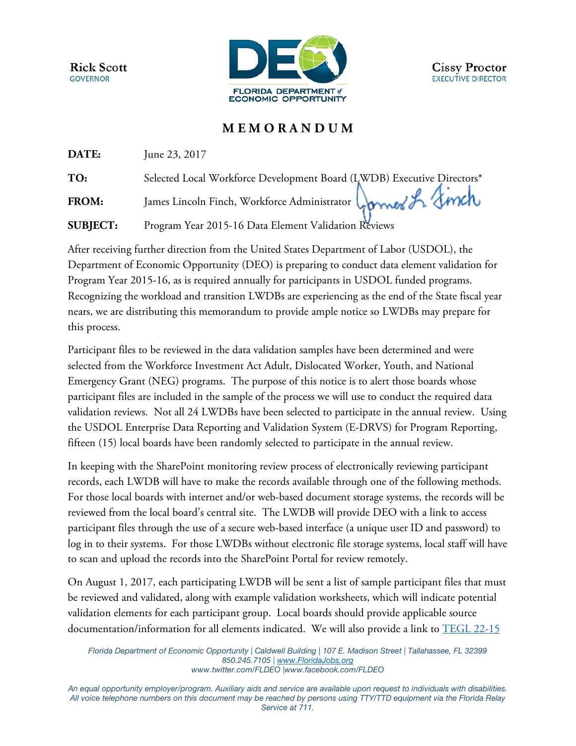Rick Scott
GOVERNOR

FLORIDA DEPARTMENT of ECONOMIC OPPORTUNITY

Cissy Proctor
EXECUTIVE DIRECTOR

# MEMORANDUM

**DATE:** June 23, 2017

**TO:** Selected Local Workforce Development Board (LWDB) Executive Directors*

**FROM:** James Lincoln Finch, Workforce Administrator

**SUBJECT:** Program Year 2015-16 Data Element Validation Reviews

After receiving further direction from the United States Department of Labor (USDOL), the Department of Economic Opportunity (DEO) is preparing to conduct data element validation for Program Year 2015-16, as is required annually for participants in USDOL funded programs. Recognizing the workload and transition LWDBs are experiencing as the end of the State fiscal year nears, we are distributing this memorandum to provide ample notice so LWDBs may prepare for this process.

Participant files to be reviewed in the data validation samples have been determined and were selected from the Workforce Investment Act Adult, Dislocated Worker, Youth, and National Emergency Grant (NEG) programs. The purpose of this notice is to alert those boards whose participant files are included in the sample of the process we will use to conduct the required data validation reviews. Not all 24 LWDBs have been selected to participate in the annual review. Using the USDOL Enterprise Data Reporting and Validation System (E-DRVS) for Program Reporting, fifteen (15) local boards have been randomly selected to participate in the annual review.

In keeping with the SharePoint monitoring review process of electronically reviewing participant records, each LWDB will have to make the records available through one of the following methods. For those local boards with internet and/or web-based document storage systems, the records will be reviewed from the local board's central site. The LWDB will provide DEO with a link to access participant files through the use of a secure web-based interface (a unique user ID and password) to log in to their systems. For those LWDBs without electronic file storage systems, local staff will have to scan and upload the records into the SharePoint Portal for review remotely.

On August 1, 2017, each participating LWDB will be sent a list of sample participant files that must be reviewed and validated, along with example validation worksheets, which will indicate potential validation elements for each participant group. Local boards should provide applicable source documentation/information for all elements indicated. We will also provide a link to TEGL 22-15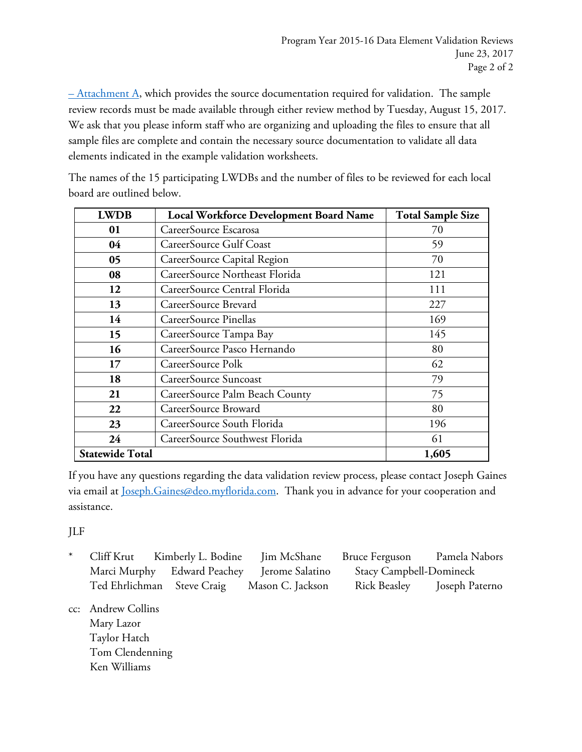– Attachment A, which provides the source documentation required for validation. The sample review records must be made available through either review method by Tuesday, August 15, 2017. We ask that you please inform staff who are organizing and uploading the files to ensure that all sample files are complete and contain the necessary source documentation to validate all data elements indicated in the example validation worksheets.

The names of the 15 participating LWDBs and the number of files to be reviewed for each local board are outlined below.

| LWDB | Local Workforce Development Board Name | Total Sample Size |
|---|---|---|
| **01** | CareerSource Escarosa | 70 |
| **04** | CareerSource Gulf Coast | 59 |
| **05** | CareerSource Capital Region | 70 |
| **08** | CareerSource Northeast Florida | 121 |
| **12** | CareerSource Central Florida | 111 |
| **13** | CareerSource Brevard | 227 |
| **14** | CareerSource Pinellas | 169 |
| **15** | CareerSource Tampa Bay | 145 |
| **16** | CareerSource Pasco Hernando | 80 |
| **17** | CareerSource Polk | 62 |
| **18** | CareerSource Suncoast | 79 |
| **21** | CareerSource Palm Beach County | 75 |
| **22** | CareerSource Broward | 80 |
| **23** | CareerSource South Florida | 196 |
| **24** | CareerSource Southwest Florida | 61 |
| **Statewide Total** | | **1,605** |

If you have any questions regarding the data validation review process, please contact Joseph Gaines via email at Joseph.Gaines@deo.myflorida.com. Thank you in advance for your cooperation and assistance.

JLF

\* Cliff Krut, Kimberly L. Bodine, Jim McShane, Bruce Ferguson, Pamela Nabors, Marci Murphy, Edward Peachey, Jerome Salatino, Stacy Campbell-Domineck, Ted Ehrlichman, Steve Craig, Mason C. Jackson, Rick Beasley, Joseph Paterno

cc: Andrew Collins
Mary Lazor
Taylor Hatch
Tom Clendenning
Ken Williams